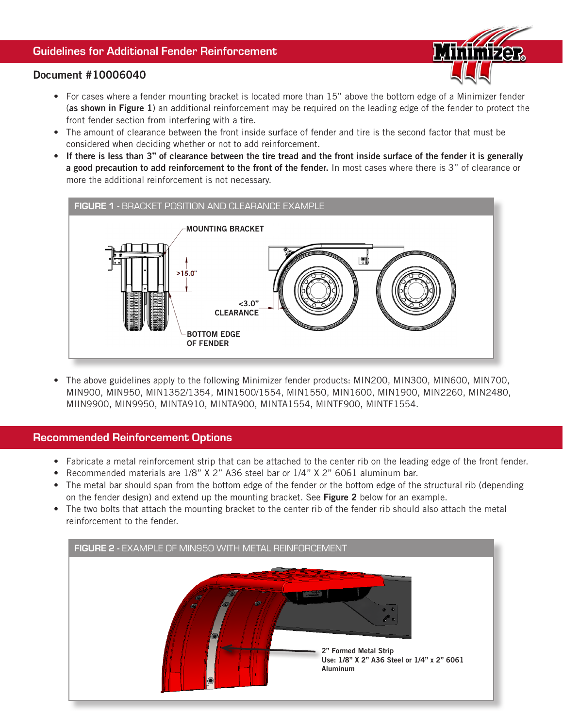## Guidelines for Additional Fender Reinforcement

**Document #10006040**

- For cases where a fender mounting bracket is located more than 15" above the bottom edge of a Minimizer fender (**as shown in Figure 1**) an additional reinforcement may be required on the leading edge of the fender to protect the front fender section from interfering with a tire.
- The amount of clearance between the front inside surface of fender and tire is the second factor that must be considered when deciding whether or not to add reinforcement.
- **If there is less than 3" of clearance between the tire tread and the front inside surface of the fender it is generally a good precaution to add reinforcement to the front of the fender.** In most cases where there is 3" of clearance or more the additional reinforcement is not necessary.

**FIGURE 1 -** BRACKET POSITION AND CLEARANCE EXAMPLE

MOUNTING BRACKET

>15.0"

<3.0" CLEARANCE

BOTTOM EDGE OF FENDER

- The above guidelines apply to the following Minimizer fender products: MIN200, MIN300, MIN600, MIN700, MIN900, MIN950, MIN1352/1354, MIN1500/1554, MIN1550, MIN1600, MIN1900, MIN2260, MIN2480, MIIN9900, MIN9950, MINTA910, MINTA900, MINTA1554, MINTF900, MINTF1554.

## Recommended Reinforcement Options

- Fabricate a metal reinforcement strip that can be attached to the center rib on the leading edge of the front fender.
- Recommended materials are 1/8" X 2" A36 steel bar or 1/4" X 2" 6061 aluminum bar.
- The metal bar should span from the bottom edge of the fender or the bottom edge of the structural rib (depending on the fender design) and extend up the mounting bracket. See **Figure 2** below for an example.
- The two bolts that attach the mounting bracket to the center rib of the fender rib should also attach the metal reinforcement to the fender.

**FIGURE 2 -** EXAMPLE OF MIN950 WITH METAL REINFORCEMENT

2" Formed Metal Strip
Use: 1/8" X 2" A36 Steel or 1/4" x 2" 6061 Aluminum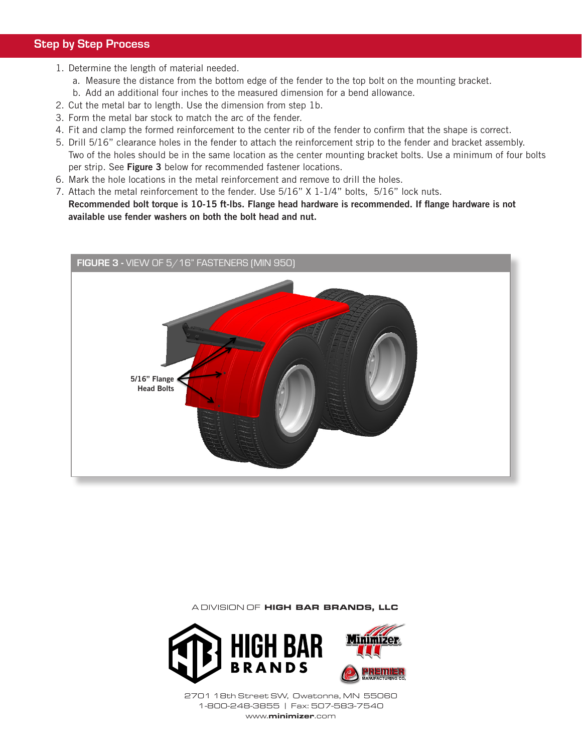## Step by Step Process

1. Determine the length of material needed.
   a. Measure the distance from the bottom edge of the fender to the top bolt on the mounting bracket.
   b. Add an additional four inches to the measured dimension for a bend allowance.
2. Cut the metal bar to length. Use the dimension from step 1b.
3. Form the metal bar stock to match the arc of the fender.
4. Fit and clamp the formed reinforcement to the center rib of the fender to confirm that the shape is correct.
5. Drill 5/16" clearance holes in the fender to attach the reinforcement strip to the fender and bracket assembly. Two of the holes should be in the same location as the center mounting bracket bolts. Use a minimum of four bolts per strip. See **Figure 3** below for recommended fastener locations.
6. Mark the hole locations in the metal reinforcement and remove to drill the holes.
7. Attach the metal reinforcement to the fender. Use 5/16" X 1-1/4" bolts, 5/16" lock nuts.
   **Recommended bolt torque is 10-15 ft-lbs. Flange head hardware is recommended. If flange hardware is not available use fender washers on both the bolt head and nut.**

**FIGURE 3 -** VIEW OF 5/16" FASTENERS (MIN 950)

5/16" Flange Head Bolts

A DIVISION OF **HIGH BAR BRANDS, LLC**

2701 18th Street SW, Owatonna, MN 55060
1-800-248-3855 | Fax: 507-583-7540
www.**minimizer**.com